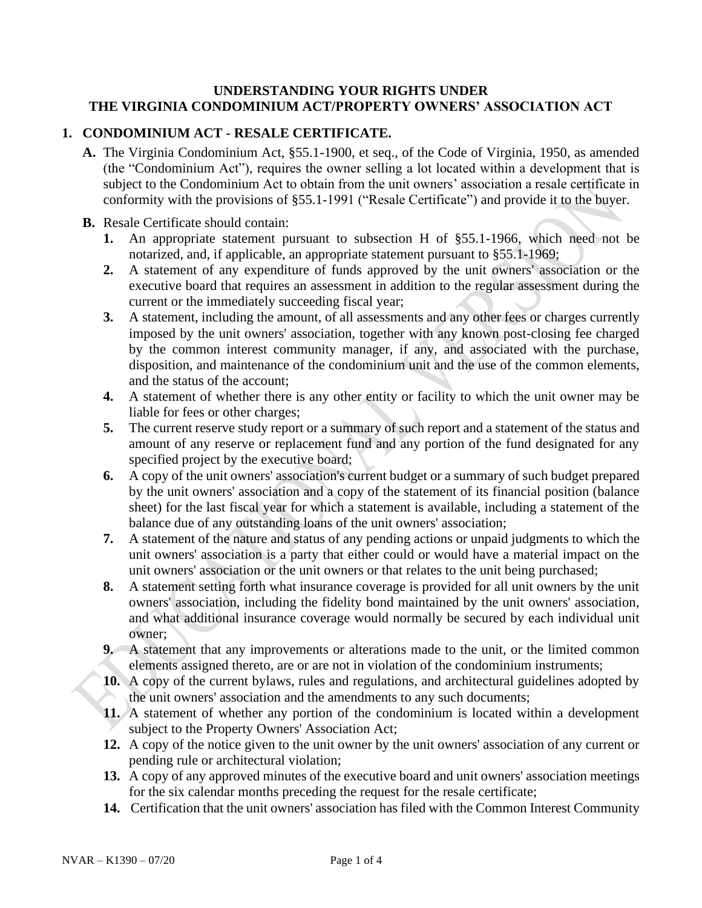# UNDERSTANDING YOUR RIGHTS UNDER THE VIRGINIA CONDOMINIUM ACT/PROPERTY OWNERS' ASSOCIATION ACT

## 1. CONDOMINIUM ACT - RESALE CERTIFICATE.

**A.** The Virginia Condominium Act, §55.1-1900, et seq., of the Code of Virginia, 1950, as amended (the "Condominium Act"), requires the owner selling a lot located within a development that is subject to the Condominium Act to obtain from the unit owners' association a resale certificate in conformity with the provisions of §55.1-1991 ("Resale Certificate") and provide it to the buyer.

**B.** Resale Certificate should contain:

1. An appropriate statement pursuant to subsection H of §55.1-1966, which need not be notarized, and, if applicable, an appropriate statement pursuant to §55.1-1969;
2. A statement of any expenditure of funds approved by the unit owners' association or the executive board that requires an assessment in addition to the regular assessment during the current or the immediately succeeding fiscal year;
3. A statement, including the amount, of all assessments and any other fees or charges currently imposed by the unit owners' association, together with any known post-closing fee charged by the common interest community manager, if any, and associated with the purchase, disposition, and maintenance of the condominium unit and the use of the common elements, and the status of the account;
4. A statement of whether there is any other entity or facility to which the unit owner may be liable for fees or other charges;
5. The current reserve study report or a summary of such report and a statement of the status and amount of any reserve or replacement fund and any portion of the fund designated for any specified project by the executive board;
6. A copy of the unit owners' association's current budget or a summary of such budget prepared by the unit owners' association and a copy of the statement of its financial position (balance sheet) for the last fiscal year for which a statement is available, including a statement of the balance due of any outstanding loans of the unit owners' association;
7. A statement of the nature and status of any pending actions or unpaid judgments to which the unit owners' association is a party that either could or would have a material impact on the unit owners' association or the unit owners or that relates to the unit being purchased;
8. A statement setting forth what insurance coverage is provided for all unit owners by the unit owners' association, including the fidelity bond maintained by the unit owners' association, and what additional insurance coverage would normally be secured by each individual unit owner;
9. A statement that any improvements or alterations made to the unit, or the limited common elements assigned thereto, are or are not in violation of the condominium instruments;
10. A copy of the current bylaws, rules and regulations, and architectural guidelines adopted by the unit owners' association and the amendments to any such documents;
11. A statement of whether any portion of the condominium is located within a development subject to the Property Owners' Association Act;
12. A copy of the notice given to the unit owner by the unit owners' association of any current or pending rule or architectural violation;
13. A copy of any approved minutes of the executive board and unit owners' association meetings for the six calendar months preceding the request for the resale certificate;
14. Certification that the unit owners' association has filed with the Common Interest Community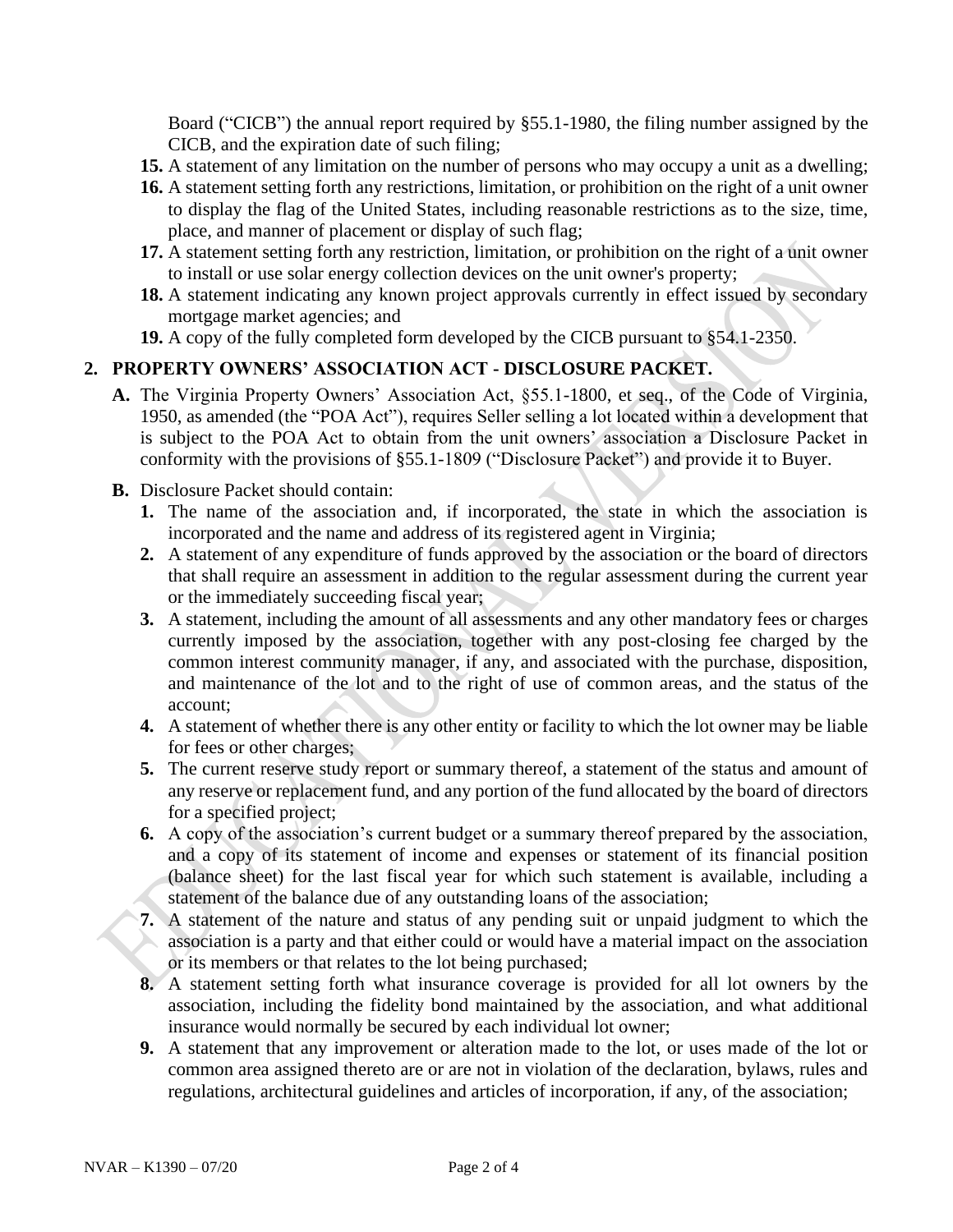Board ("CICB") the annual report required by §55.1-1980, the filing number assigned by the CICB, and the expiration date of such filing;

**15.** A statement of any limitation on the number of persons who may occupy a unit as a dwelling;

**16.** A statement setting forth any restrictions, limitation, or prohibition on the right of a unit owner to display the flag of the United States, including reasonable restrictions as to the size, time, place, and manner of placement or display of such flag;

**17.** A statement setting forth any restriction, limitation, or prohibition on the right of a unit owner to install or use solar energy collection devices on the unit owner's property;

**18.** A statement indicating any known project approvals currently in effect issued by secondary mortgage market agencies; and

**19.** A copy of the fully completed form developed by the CICB pursuant to §54.1-2350.

## 2. PROPERTY OWNERS' ASSOCIATION ACT - DISCLOSURE PACKET.

**A.** The Virginia Property Owners' Association Act, §55.1-1800, et seq., of the Code of Virginia, 1950, as amended (the "POA Act"), requires Seller selling a lot located within a development that is subject to the POA Act to obtain from the unit owners' association a Disclosure Packet in conformity with the provisions of §55.1-1809 ("Disclosure Packet") and provide it to Buyer.

**B.** Disclosure Packet should contain:

**1.** The name of the association and, if incorporated, the state in which the association is incorporated and the name and address of its registered agent in Virginia;

**2.** A statement of any expenditure of funds approved by the association or the board of directors that shall require an assessment in addition to the regular assessment during the current year or the immediately succeeding fiscal year;

**3.** A statement, including the amount of all assessments and any other mandatory fees or charges currently imposed by the association, together with any post-closing fee charged by the common interest community manager, if any, and associated with the purchase, disposition, and maintenance of the lot and to the right of use of common areas, and the status of the account;

**4.** A statement of whether there is any other entity or facility to which the lot owner may be liable for fees or other charges;

**5.** The current reserve study report or summary thereof, a statement of the status and amount of any reserve or replacement fund, and any portion of the fund allocated by the board of directors for a specified project;

**6.** A copy of the association's current budget or a summary thereof prepared by the association, and a copy of its statement of income and expenses or statement of its financial position (balance sheet) for the last fiscal year for which such statement is available, including a statement of the balance due of any outstanding loans of the association;

**7.** A statement of the nature and status of any pending suit or unpaid judgment to which the association is a party and that either could or would have a material impact on the association or its members or that relates to the lot being purchased;

**8.** A statement setting forth what insurance coverage is provided for all lot owners by the association, including the fidelity bond maintained by the association, and what additional insurance would normally be secured by each individual lot owner;

**9.** A statement that any improvement or alteration made to the lot, or uses made of the lot or common area assigned thereto are or are not in violation of the declaration, bylaws, rules and regulations, architectural guidelines and articles of incorporation, if any, of the association;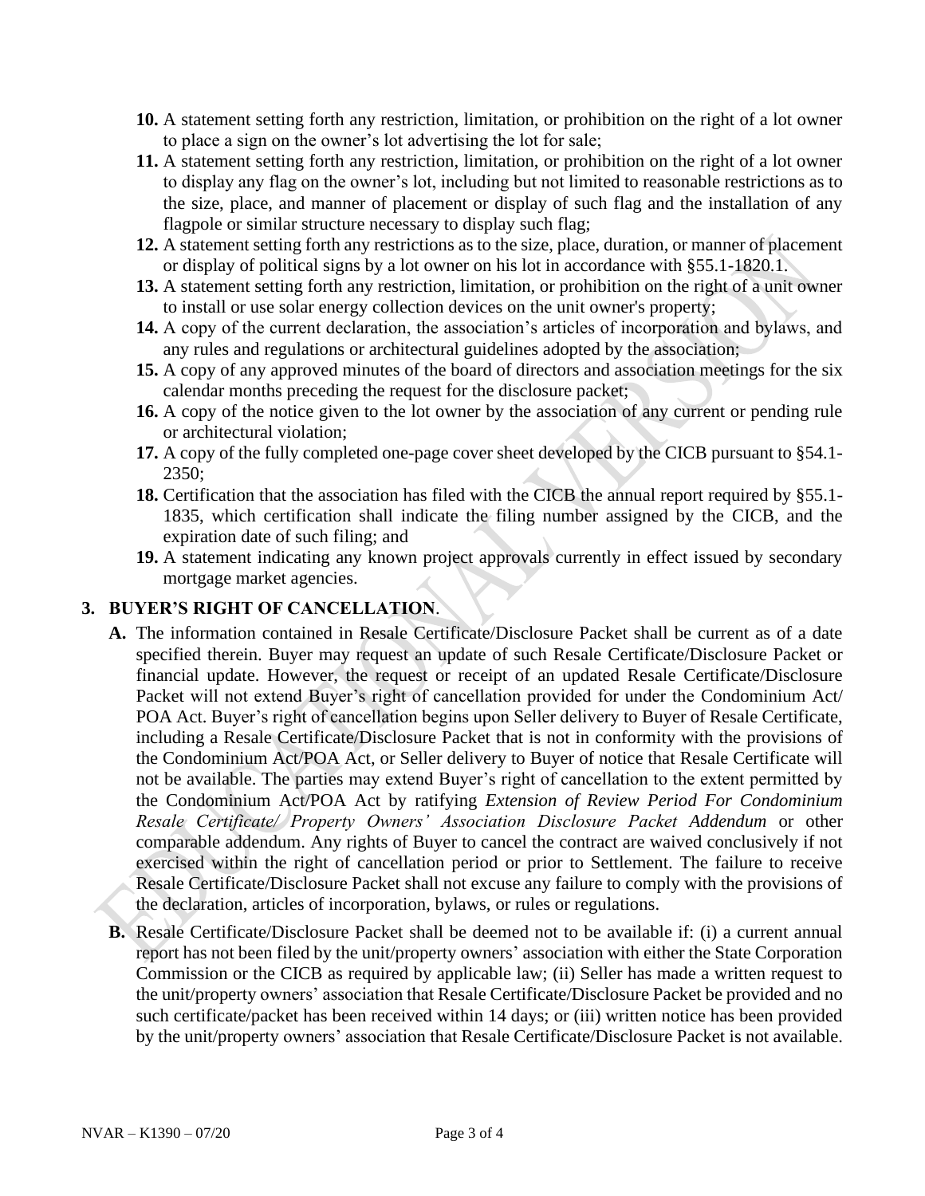10. A statement setting forth any restriction, limitation, or prohibition on the right of a lot owner to place a sign on the owner's lot advertising the lot for sale;
11. A statement setting forth any restriction, limitation, or prohibition on the right of a lot owner to display any flag on the owner's lot, including but not limited to reasonable restrictions as to the size, place, and manner of placement or display of such flag and the installation of any flagpole or similar structure necessary to display such flag;
12. A statement setting forth any restrictions as to the size, place, duration, or manner of placement or display of political signs by a lot owner on his lot in accordance with §55.1-1820.1.
13. A statement setting forth any restriction, limitation, or prohibition on the right of a unit owner to install or use solar energy collection devices on the unit owner's property;
14. A copy of the current declaration, the association's articles of incorporation and bylaws, and any rules and regulations or architectural guidelines adopted by the association;
15. A copy of any approved minutes of the board of directors and association meetings for the six calendar months preceding the request for the disclosure packet;
16. A copy of the notice given to the lot owner by the association of any current or pending rule or architectural violation;
17. A copy of the fully completed one-page cover sheet developed by the CICB pursuant to §54.1-2350;
18. Certification that the association has filed with the CICB the annual report required by §55.1-1835, which certification shall indicate the filing number assigned by the CICB, and the expiration date of such filing; and
19. A statement indicating any known project approvals currently in effect issued by secondary mortgage market agencies.

## 3. BUYER'S RIGHT OF CANCELLATION.

**A.** The information contained in Resale Certificate/Disclosure Packet shall be current as of a date specified therein. Buyer may request an update of such Resale Certificate/Disclosure Packet or financial update. However, the request or receipt of an updated Resale Certificate/Disclosure Packet will not extend Buyer's right of cancellation provided for under the Condominium Act/ POA Act. Buyer's right of cancellation begins upon Seller delivery to Buyer of Resale Certificate, including a Resale Certificate/Disclosure Packet that is not in conformity with the provisions of the Condominium Act/POA Act, or Seller delivery to Buyer of notice that Resale Certificate will not be available. The parties may extend Buyer's right of cancellation to the extent permitted by the Condominium Act/POA Act by ratifying *Extension of Review Period For Condominium Resale Certificate/ Property Owners' Association Disclosure Packet Addendum* or other comparable addendum. Any rights of Buyer to cancel the contract are waived conclusively if not exercised within the right of cancellation period or prior to Settlement. The failure to receive Resale Certificate/Disclosure Packet shall not excuse any failure to comply with the provisions of the declaration, articles of incorporation, bylaws, or rules or regulations.

**B.** Resale Certificate/Disclosure Packet shall be deemed not to be available if: (i) a current annual report has not been filed by the unit/property owners' association with either the State Corporation Commission or the CICB as required by applicable law; (ii) Seller has made a written request to the unit/property owners' association that Resale Certificate/Disclosure Packet be provided and no such certificate/packet has been received within 14 days; or (iii) written notice has been provided by the unit/property owners' association that Resale Certificate/Disclosure Packet is not available.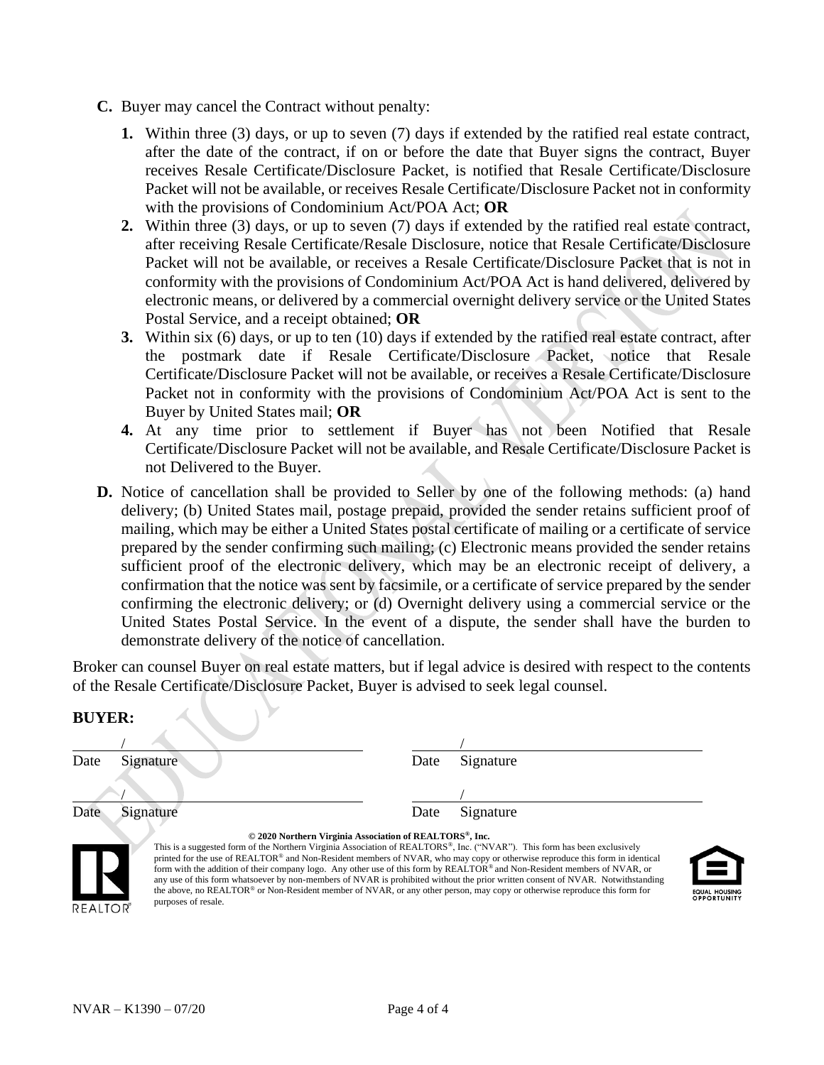**C.** Buyer may cancel the Contract without penalty:

1. Within three (3) days, or up to seven (7) days if extended by the ratified real estate contract, after the date of the contract, if on or before the date that Buyer signs the contract, Buyer receives Resale Certificate/Disclosure Packet, is notified that Resale Certificate/Disclosure Packet will not be available, or receives Resale Certificate/Disclosure Packet not in conformity with the provisions of Condominium Act/POA Act; **OR**
2. Within three (3) days, or up to seven (7) days if extended by the ratified real estate contract, after receiving Resale Certificate/Resale Disclosure, notice that Resale Certificate/Disclosure Packet will not be available, or receives a Resale Certificate/Disclosure Packet that is not in conformity with the provisions of Condominium Act/POA Act is hand delivered, delivered by electronic means, or delivered by a commercial overnight delivery service or the United States Postal Service, and a receipt obtained; **OR**
3. Within six (6) days, or up to ten (10) days if extended by the ratified real estate contract, after the postmark date if Resale Certificate/Disclosure Packet, notice that Resale Certificate/Disclosure Packet will not be available, or receives a Resale Certificate/Disclosure Packet not in conformity with the provisions of Condominium Act/POA Act is sent to the Buyer by United States mail; **OR**
4. At any time prior to settlement if Buyer has not been Notified that Resale Certificate/Disclosure Packet will not be available, and Resale Certificate/Disclosure Packet is not Delivered to the Buyer.

**D.** Notice of cancellation shall be provided to Seller by one of the following methods: (a) hand delivery; (b) United States mail, postage prepaid, provided the sender retains sufficient proof of mailing, which may be either a United States postal certificate of mailing or a certificate of service prepared by the sender confirming such mailing; (c) Electronic means provided the sender retains sufficient proof of the electronic delivery, which may be an electronic receipt of delivery, a confirmation that the notice was sent by facsimile, or a certificate of service prepared by the sender confirming the electronic delivery; or (d) Overnight delivery using a commercial service or the United States Postal Service. In the event of a dispute, the sender shall have the burden to demonstrate delivery of the notice of cancellation.

Broker can counsel Buyer on real estate matters, but if legal advice is desired with respect to the contents of the Resale Certificate/Disclosure Packet, Buyer is advised to seek legal counsel.

**BUYER:**

| | | | |
|---|---|---|---|
| Date | / Signature | Date | / Signature |
| Date | / Signature | Date | / Signature |

**© 2020 Northern Virginia Association of REALTORS®, Inc.**

This is a suggested form of the Northern Virginia Association of REALTORS®, Inc. ("NVAR"). This form has been exclusively printed for the use of REALTOR® and Non-Resident members of NVAR, who may copy or otherwise reproduce this form in identical form with the addition of their company logo. Any other use of this form by REALTOR® and Non-Resident members of NVAR, or any use of this form whatsoever by non-members of NVAR is prohibited without the prior written consent of NVAR. Notwithstanding the above, no REALTOR® or Non-Resident member of NVAR, or any other person, may copy or otherwise reproduce this form for purposes of resale.

NVAR – K1390 – 07/20